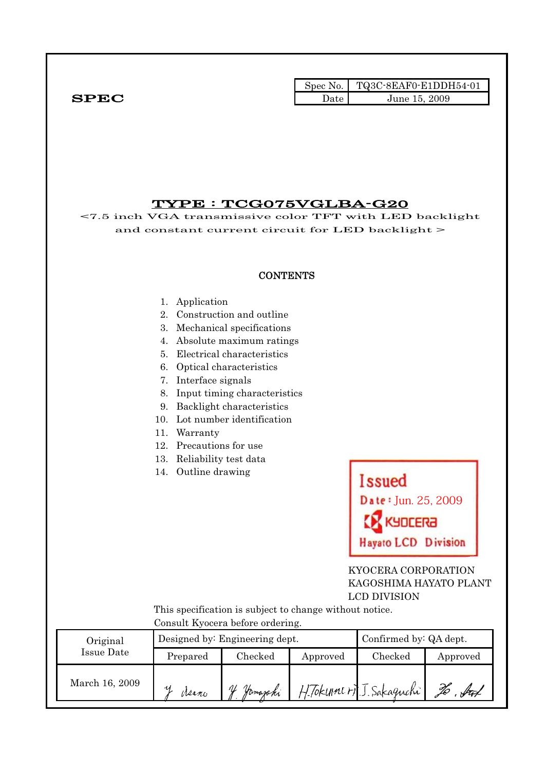**SPEC**

| Spec No. | TQ3C-8EAF0-E1DDH54-01 |
|---|---|
| Date | June 15, 2009 |

# TYPE : TCG075VGLBA-G20

<7.5 inch VGA transmissive color TFT with LED backlight and constant current circuit for LED backlight >

## CONTENTS

1. Application
2. Construction and outline
3. Mechanical specifications
4. Absolute maximum ratings
5. Electrical characteristics
6. Optical characteristics
7. Interface signals
8. Input timing characteristics
9. Backlight characteristics
10. Lot number identification
11. Warranty
12. Precautions for use
13. Reliability test data
14. Outline drawing

Issued
Date : Jun. 25, 2009
KYOCERA
Hayato LCD Division

KYOCERA CORPORATION
KAGOSHIMA HAYATO PLANT
LCD DIVISION

This specification is subject to change without notice.
Consult Kyocera before ordering.

| Original Issue Date | Designed by: Engineering dept. | | | Confirmed by: QA dept. | |
|---|---|---|---|---|---|
| | Prepared | Checked | Approved | Checked | Approved |
| March 16, 2009 | Y. Asano | Y. Yamazaki | H. Tokunaga | J. Sakaguchi | |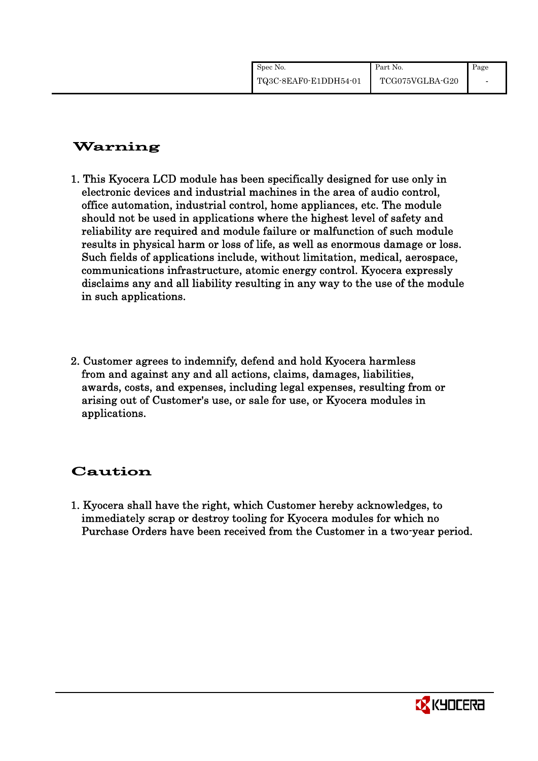## Warning

1. This Kyocera LCD module has been specifically designed for use only in electronic devices and industrial machines in the area of audio control, office automation, industrial control, home appliances, etc. The module should not be used in applications where the highest level of safety and reliability are required and module failure or malfunction of such module results in physical harm or loss of life, as well as enormous damage or loss. Such fields of applications include, without limitation, medical, aerospace, communications infrastructure, atomic energy control. Kyocera expressly disclaims any and all liability resulting in any way to the use of the module in such applications.

2. Customer agrees to indemnify, defend and hold Kyocera harmless from and against any and all actions, claims, damages, liabilities, awards, costs, and expenses, including legal expenses, resulting from or arising out of Customer's use, or sale for use, or Kyocera modules in applications.

## Caution

1. Kyocera shall have the right, which Customer hereby acknowledges, to immediately scrap or destroy tooling for Kyocera modules for which no Purchase Orders have been received from the Customer in a two-year period.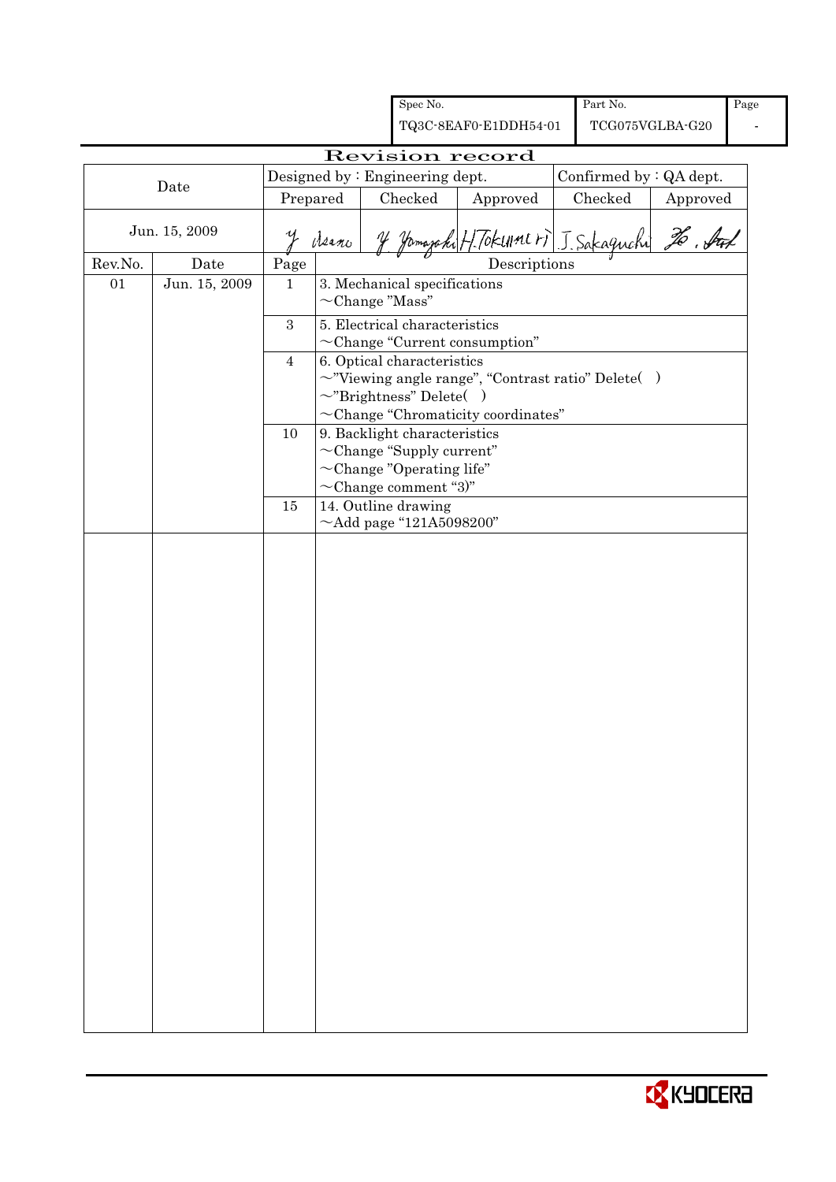| Spec No. | Part No. | Page |
|---|---|---|
| TQ3C-8EAF0-E1DDH54-01 | TCG075VGLBA-G20 | - |

# Revision record

| Date | Designed by : Engineering dept. | | | Confirmed by : QA dept. | |
|---|---|---|---|---|---|
| | Prepared | Checked | Approved | Checked | Approved |
| Jun. 15, 2009 | Y. Asano | Y. Yamazaki | H. Tokunori | J. Sakaguchi | Ho. Ito |

| Rev.No. | Date | Page | Descriptions |
|---|---|---|---|
| 01 | Jun. 15, 2009 | 1 | 3. Mechanical specifications<br>~Change "Mass" |
| | | 3 | 5. Electrical characteristics<br>~Change "Current consumption" |
| | | 4 | 6. Optical characteristics<br>~"Viewing angle range", "Contrast ratio" Delete( )<br>~"Brightness" Delete( )<br>~Change "Chromaticity coordinates" |
| | | 10 | 9. Backlight characteristics<br>~Change "Supply current"<br>~Change "Operating life"<br>~Change comment "3)" |
| | | 15 | 14. Outline drawing<br>~Add page "121A5098200" |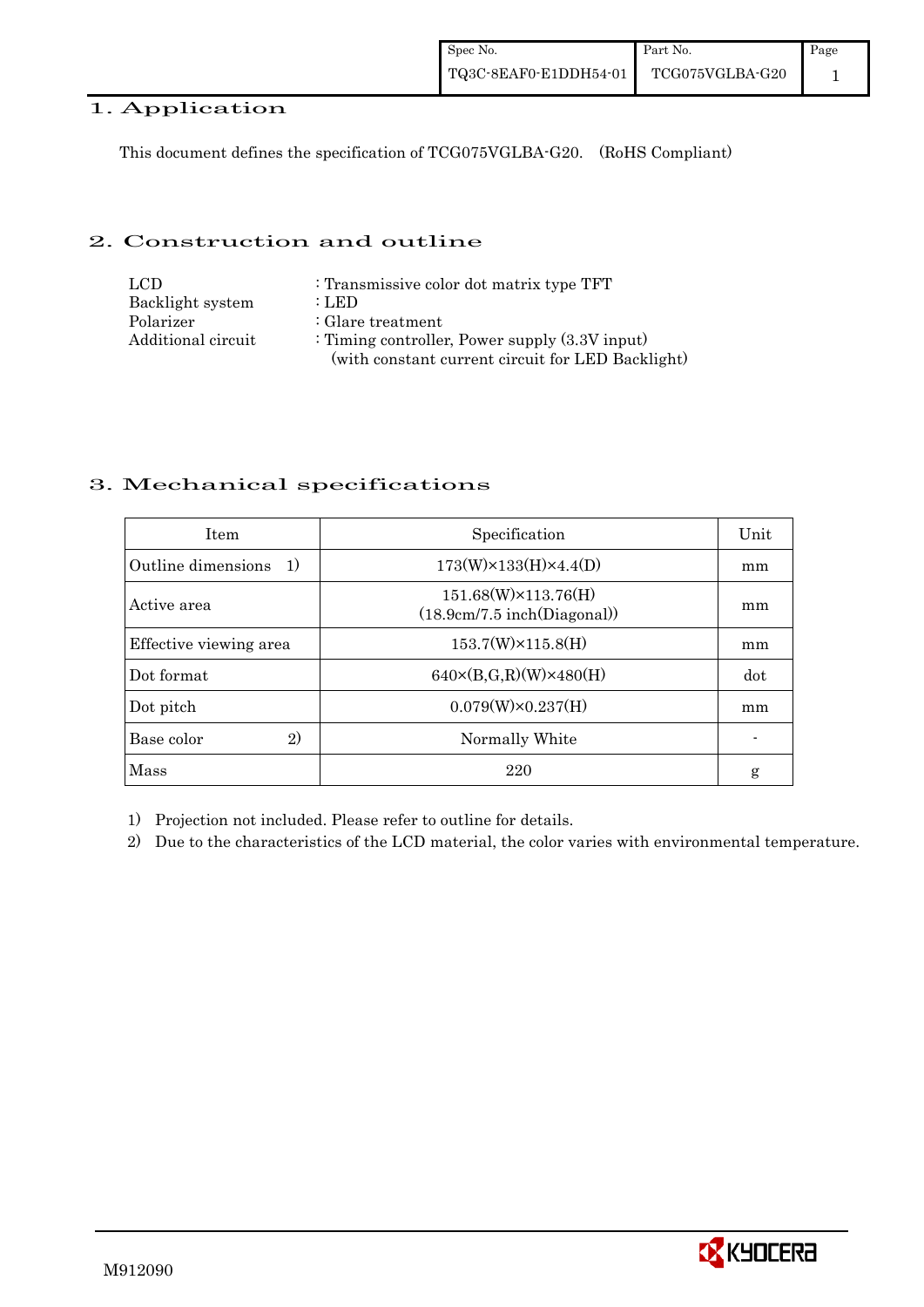## 1. Application

This document defines the specification of TCG075VGLBA-G20. (RoHS Compliant)

## 2. Construction and outline

| | |
|---|---|
| LCD | : Transmissive color dot matrix type TFT |
| Backlight system | : LED |
| Polarizer | : Glare treatment |
| Additional circuit | : Timing controller, Power supply (3.3V input) (with constant current circuit for LED Backlight) |

## 3. Mechanical specifications

| Item | Specification | Unit |
|---|---|---|
| Outline dimensions 1) | 173(W)×133(H)×4.4(D) | mm |
| Active area | 151.68(W)×113.76(H) (18.9cm/7.5 inch(Diagonal)) | mm |
| Effective viewing area | 153.7(W)×115.8(H) | mm |
| Dot format | 640×(B,G,R)(W)×480(H) | dot |
| Dot pitch | 0.079(W)×0.237(H) | mm |
| Base color 2) | Normally White | - |
| Mass | 220 | g |

1) Projection not included. Please refer to outline for details.

2) Due to the characteristics of the LCD material, the color varies with environmental temperature.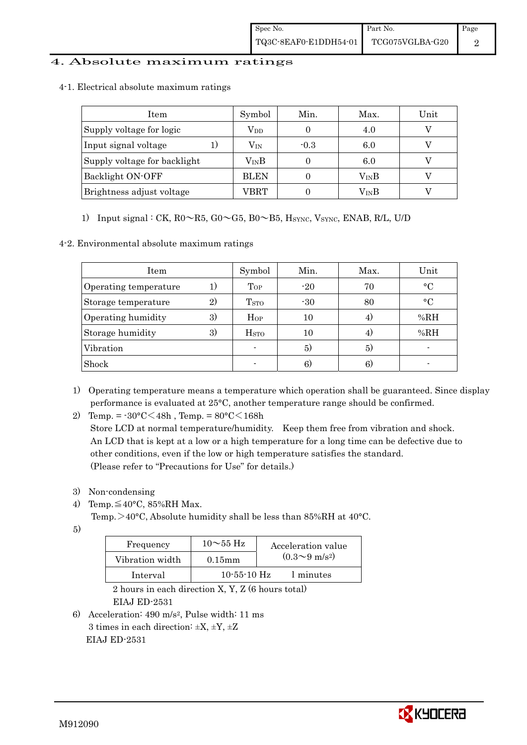# 4. Absolute maximum ratings

## 4-1. Electrical absolute maximum ratings

| Item | Symbol | Min. | Max. | Unit |
|---|---|---|---|---|
| Supply voltage for logic | $V_{DD}$ | 0 | 4.0 | V |
| Input signal voltage 1) | $V_{IN}$ | -0.3 | 6.0 | V |
| Supply voltage for backlight | $V_{IN}B$ | 0 | 6.0 | V |
| Backlight ON-OFF | BLEN | 0 | $V_{IN}B$ | V |
| Brightness adjust voltage | VBRT | 0 | $V_{IN}B$ | V |

1) Input signal : CK, R0～R5, G0～G5, B0～B5, $H_{SYNC}$, $V_{SYNC}$, ENAB, R/L, U/D

## 4-2. Environmental absolute maximum ratings

| Item | Symbol | Min. | Max. | Unit |
|---|---|---|---|---|
| Operating temperature 1) | $T_{OP}$ | -20 | 70 | °C |
| Storage temperature 2) | $T_{STO}$ | -30 | 80 | °C |
| Operating humidity 3) | $H_{OP}$ | 10 | 4) | %RH |
| Storage humidity 3) | $H_{STO}$ | 10 | 4) | %RH |
| Vibration | - | 5) | 5) | - |
| Shock | - | 6) | 6) | - |

1) Operating temperature means a temperature which operation shall be guaranteed. Since display performance is evaluated at 25°C, another temperature range should be confirmed.

2) Temp. = -30°C＜48h , Temp. = 80°C＜168h
   Store LCD at normal temperature/humidity. Keep them free from vibration and shock.
   An LCD that is kept at a low or a high temperature for a long time can be defective due to other conditions, even if the low or high temperature satisfies the standard.
   (Please refer to "Precautions for Use" for details.)

3) Non-condensing

4) Temp.≦40°C, 85%RH Max.
   Temp.＞40°C, Absolute humidity shall be less than 85%RH at 40°C.

5)

| Frequency | 10～55 Hz | Acceleration value ($0.3～9\ m/s^2$) |
|---|---|---|
| Vibration width | 0.15mm | |
| Interval | 10-55-10 Hz | 1 minutes |

2 hours in each direction X, Y, Z (6 hours total)
EIAJ ED-2531

6) Acceleration: 490 $m/s^2$, Pulse width: 11 ms
   3 times in each direction: ±X, ±Y, ±Z
   EIAJ ED-2531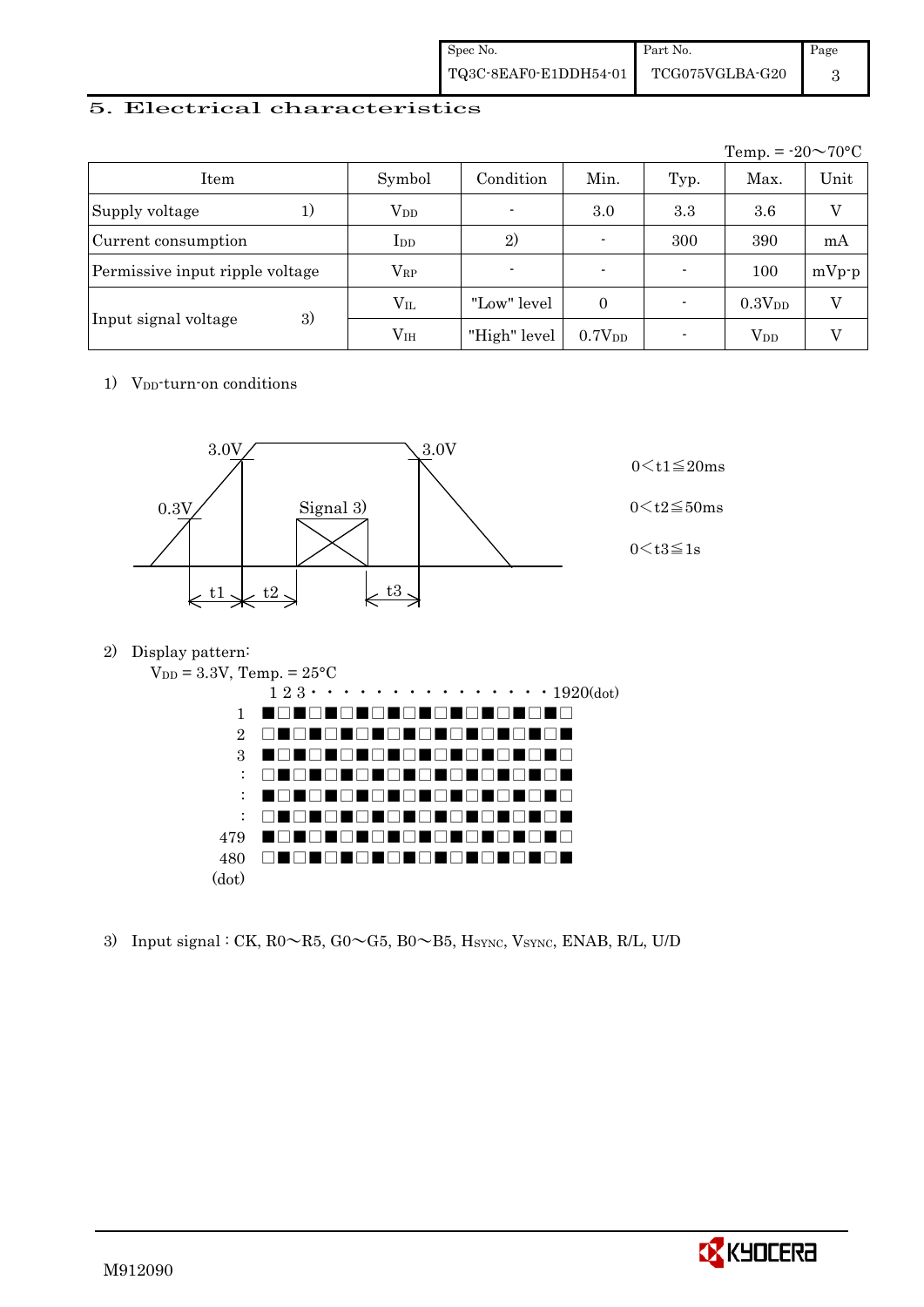## 5. Electrical characteristics

Temp. = -20～70°C

| Item | | Symbol | Condition | Min. | Typ. | Max. | Unit |
|---|---|---|---|---|---|---|---|
| Supply voltage | 1) | $V_{DD}$ | - | 3.0 | 3.3 | 3.6 | V |
| Current consumption | | $I_{DD}$ | 2) | - | 300 | 390 | mA |
| Permissive input ripple voltage | | $V_{RP}$ | - | - | - | 100 | mVp-p |
| Input signal voltage | 3) | $V_{IL}$ | "Low" level | 0 | - | $0.3V_{DD}$ | V |
| | | $V_{IH}$ | "High" level | $0.7V_{DD}$ | - | $V_{DD}$ | V |

1) $V_{DD}$-turn-on conditions

3.0V
0.3V
Signal 3)
3.0V
t1
t2
t3

0<t1≦20ms

0<t2≦50ms

0<t3≦1s

2) Display pattern:

$V_{DD}$ = 3.3V, Temp. = 25°C

1 2 3 · · · · · · · · · · · · · · · · 1920(dot)

1
2
3
:
:
:
479
480
(dot)

3) Input signal : CK, R0～R5, G0～G5, B0～B5, $H_{SYNC}$, $V_{SYNC}$, ENAB, R/L, U/D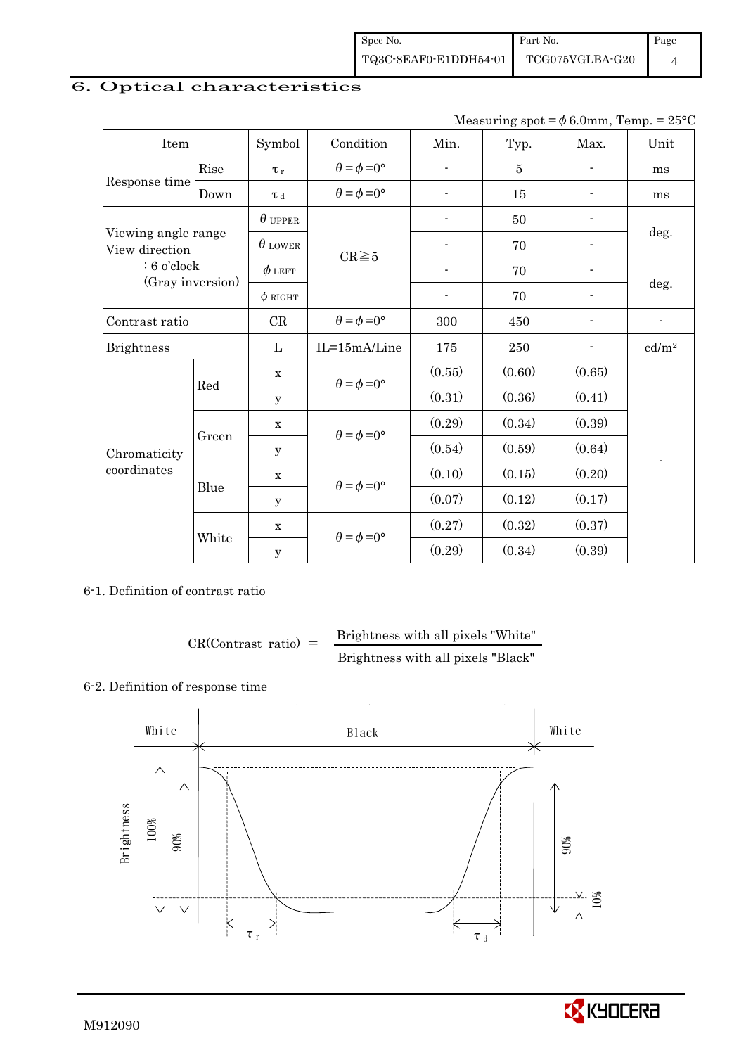## 6. Optical characteristics

Measuring spot = ϕ 6.0mm, Temp. = 25°C

| Item | | Symbol | Condition | Min. | Typ. | Max. | Unit |
|---|---|---|---|---|---|---|---|
| Response time | Rise | $\tau_r$ | $\theta = \phi = 0°$ | - | 5 | - | ms |
| | Down | $\tau_d$ | $\theta = \phi = 0°$ | - | 15 | - | ms |
| Viewing angle range View direction : 6 o'clock (Gray inversion) | | $\theta$ UPPER | CR≧5 | - | 50 | - | deg. |
| | | $\theta$ LOWER | | - | 70 | - | |
| | | $\phi$ LEFT | | - | 70 | - | deg. |
| | | $\phi$ RIGHT | | - | 70 | - | |
| Contrast ratio | | CR | $\theta = \phi = 0°$ | 300 | 450 | - | - |
| Brightness | | L | IL=15mA/Line | 175 | 250 | - | cd/m² |
| Chromaticity coordinates | Red | x | $\theta = \phi = 0°$ | (0.55) | (0.60) | (0.65) | - |
| | | y | | (0.31) | (0.36) | (0.41) | |
| | Green | x | $\theta = \phi = 0°$ | (0.29) | (0.34) | (0.39) | |
| | | y | | (0.54) | (0.59) | (0.64) | |
| | Blue | x | $\theta = \phi = 0°$ | (0.10) | (0.15) | (0.20) | |
| | | y | | (0.07) | (0.12) | (0.17) | |
| | White | x | $\theta = \phi = 0°$ | (0.27) | (0.32) | (0.37) | |
| | | y | | (0.29) | (0.34) | (0.39) | |

6-1. Definition of contrast ratio

$$\text{CR(Contrast ratio)} = \frac{\text{Brightness with all pixels "White"}}{\text{Brightness with all pixels "Black"}}$$

6-2. Definition of response time

White
Black
White
Brightness
100%
90%
90%
10%
$\tau_r$
$\tau_d$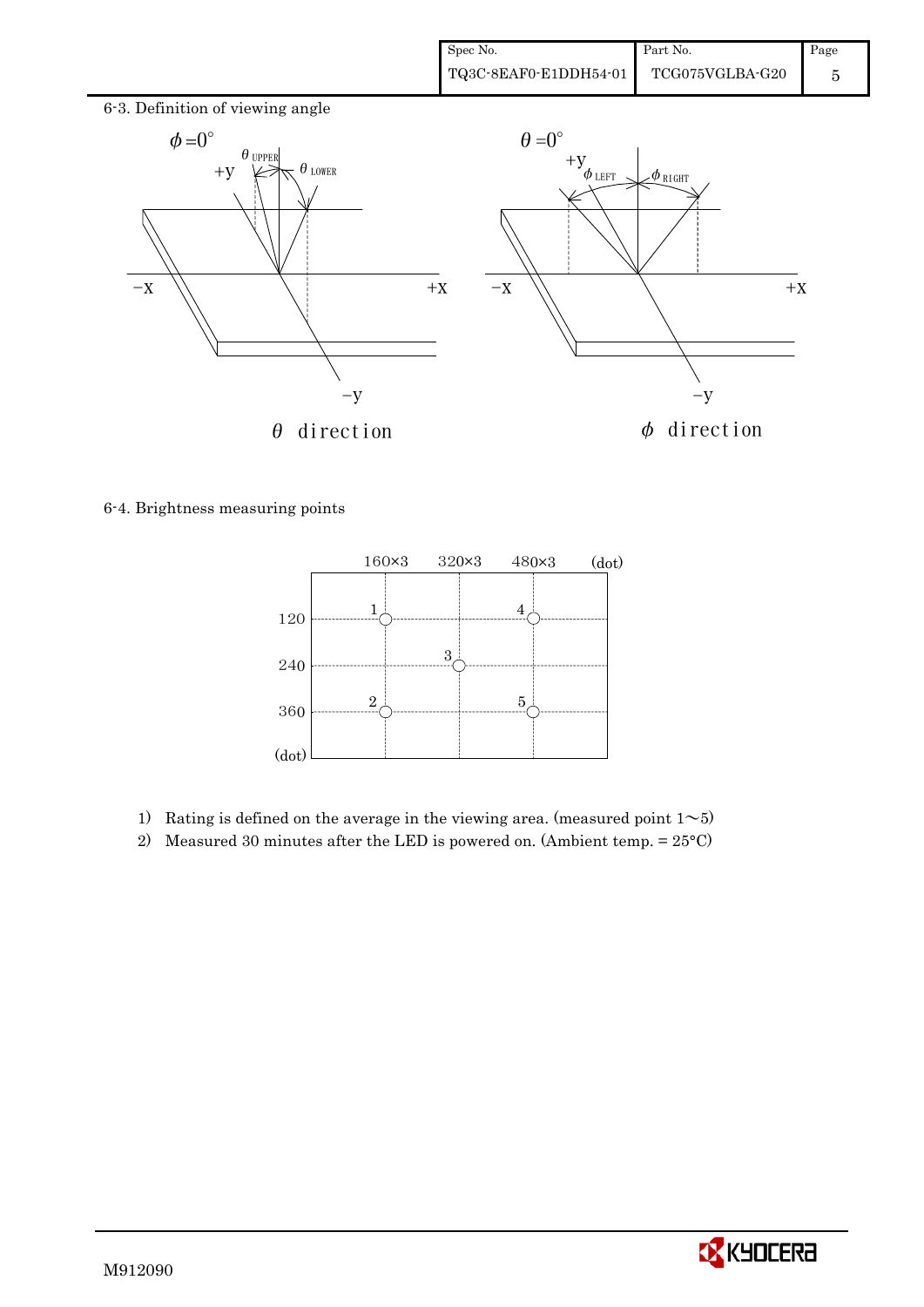6-3. Definition of viewing angle

$\phi=0°$

$\theta_{UPPER}$

$\theta_{LOWER}$

+y

−x

+x

−y

$\theta$ direction

$\theta=0°$

+y

$\phi_{LEFT}$

$\phi_{RIGHT}$

−x

+x

−y

$\phi$ direction

6-4. Brightness measuring points

160×3　320×3　480×3　(dot)

120

240

360

(dot)

1

2

3

4

5

1) Rating is defined on the average in the viewing area. (measured point 1～5)
2) Measured 30 minutes after the LED is powered on. (Ambient temp. = 25°C)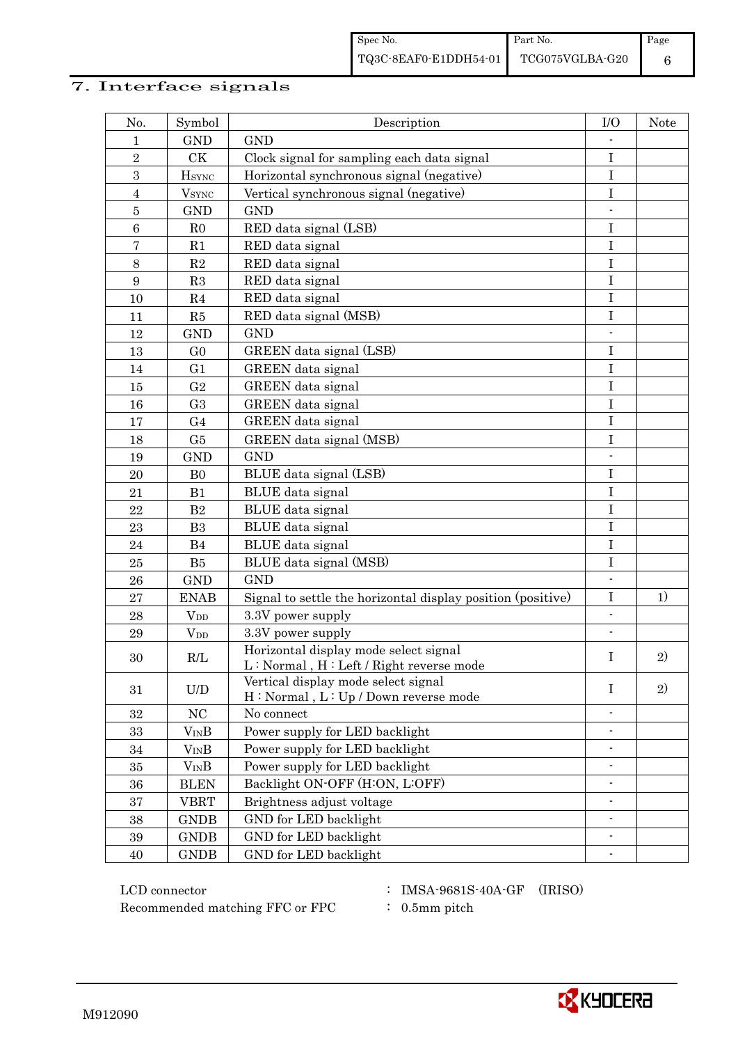## 7. Interface signals

| No. | Symbol | Description | I/O | Note |
|---|---|---|---|---|
| 1 | GND | GND | - | |
| 2 | CK | Clock signal for sampling each data signal | I | |
| 3 | $H_{SYNC}$ | Horizontal synchronous signal (negative) | I | |
| 4 | $V_{SYNC}$ | Vertical synchronous signal (negative) | I | |
| 5 | GND | GND | - | |
| 6 | R0 | RED data signal (LSB) | I | |
| 7 | R1 | RED data signal | I | |
| 8 | R2 | RED data signal | I | |
| 9 | R3 | RED data signal | I | |
| 10 | R4 | RED data signal | I | |
| 11 | R5 | RED data signal (MSB) | I | |
| 12 | GND | GND | - | |
| 13 | G0 | GREEN data signal (LSB) | I | |
| 14 | G1 | GREEN data signal | I | |
| 15 | G2 | GREEN data signal | I | |
| 16 | G3 | GREEN data signal | I | |
| 17 | G4 | GREEN data signal | I | |
| 18 | G5 | GREEN data signal (MSB) | I | |
| 19 | GND | GND | - | |
| 20 | B0 | BLUE data signal (LSB) | I | |
| 21 | B1 | BLUE data signal | I | |
| 22 | B2 | BLUE data signal | I | |
| 23 | B3 | BLUE data signal | I | |
| 24 | B4 | BLUE data signal | I | |
| 25 | B5 | BLUE data signal (MSB) | I | |
| 26 | GND | GND | - | |
| 27 | ENAB | Signal to settle the horizontal display position (positive) | I | 1) |
| 28 | $V_{DD}$ | 3.3V power supply | - | |
| 29 | $V_{DD}$ | 3.3V power supply | - | |
| 30 | R/L | Horizontal display mode select signal<br>L : Normal , H : Left / Right reverse mode | I | 2) |
| 31 | U/D | Vertical display mode select signal<br>H : Normal , L : Up / Down reverse mode | I | 2) |
| 32 | NC | No connect | - | |
| 33 | $V_{IN}B$ | Power supply for LED backlight | - | |
| 34 | $V_{IN}B$ | Power supply for LED backlight | - | |
| 35 | $V_{IN}B$ | Power supply for LED backlight | - | |
| 36 | BLEN | Backlight ON-OFF (H:ON, L:OFF) | - | |
| 37 | VBRT | Brightness adjust voltage | - | |
| 38 | GNDB | GND for LED backlight | - | |
| 39 | GNDB | GND for LED backlight | - | |
| 40 | GNDB | GND for LED backlight | - | |

LCD connector : IMSA-9681S-40A-GF (IRISO)

Recommended matching FFC or FPC : 0.5mm pitch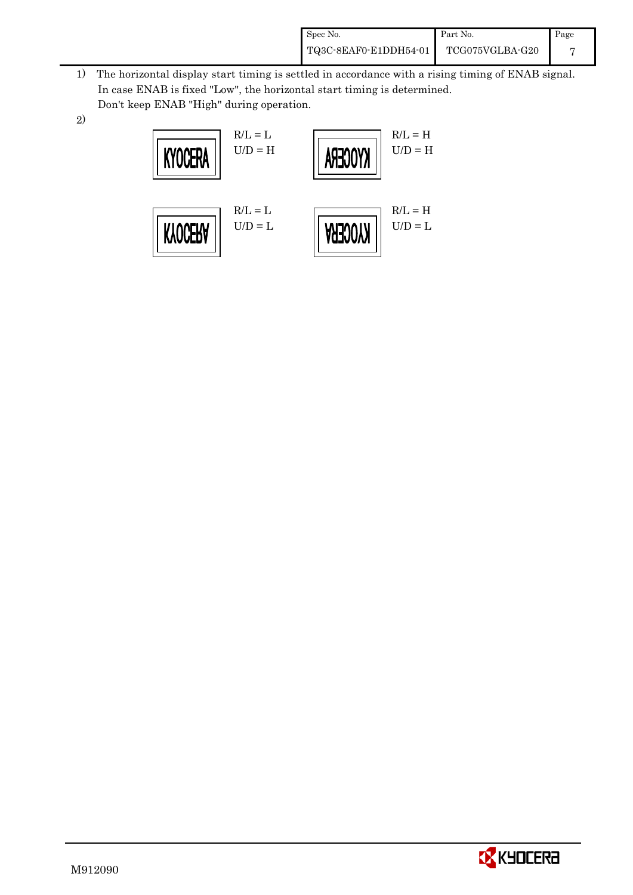1) The horizontal display start timing is settled in accordance with a rising timing of ENAB signal. In case ENAB is fixed "Low", the horizontal start timing is determined. Don't keep ENAB "High" during operation.

2)

KYOCERA — R/L = L, U/D = H

KYOCERA (mirrored horizontally) — R/L = H, U/D = H

KYOCERA (flipped vertically) — R/L = L, U/D = L

KYOCERA (rotated 180°) — R/L = H, U/D = L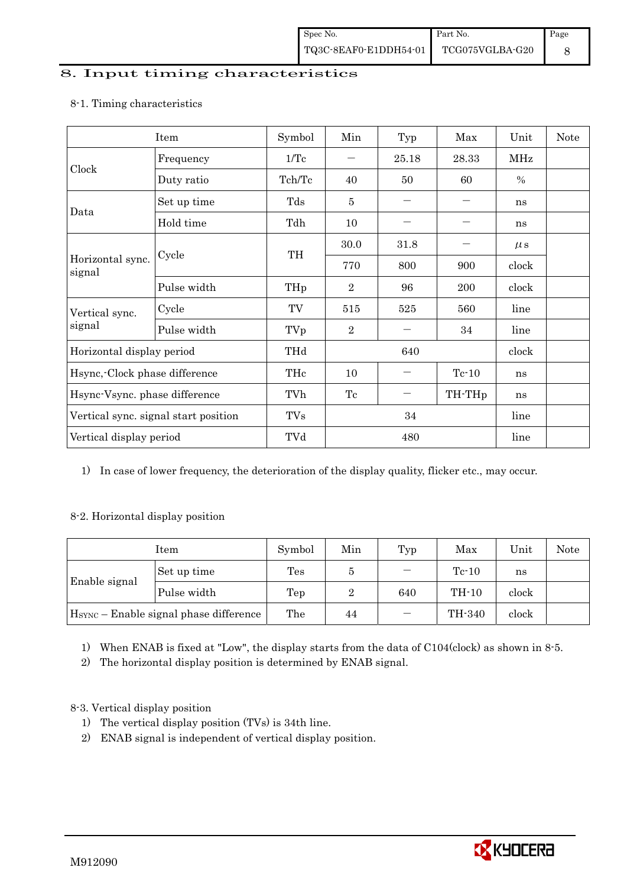# 8. Input timing characteristics

8-1. Timing characteristics

| Item | | Symbol | Min | Typ | Max | Unit | Note |
|---|---|---|---|---|---|---|---|
| Clock | Frequency | 1/Tc | — | 25.18 | 28.33 | MHz | |
| | Duty ratio | Tch/Tc | 40 | 50 | 60 | % | |
| Data | Set up time | Tds | 5 | — | — | ns | |
| | Hold time | Tdh | 10 | — | — | ns | |
| Horizontal sync. signal | Cycle | TH | 30.0 | 31.8 | — | μs | |
| | | | 770 | 800 | 900 | clock | |
| | Pulse width | THp | 2 | 96 | 200 | clock | |
| Vertical sync. signal | Cycle | TV | 515 | 525 | 560 | line | |
| | Pulse width | TVp | 2 | — | 34 | line | |
| Horizontal display period | | THd | | 640 | | clock | |
| Hsync,-Clock phase difference | | THc | 10 | — | Tc-10 | ns | |
| Hsync-Vsync. phase difference | | TVh | Tc | — | TH-THp | ns | |
| Vertical sync. signal start position | | TVs | | 34 | | line | |
| Vertical display period | | TVd | | 480 | | line | |

1) In case of lower frequency, the deterioration of the display quality, flicker etc., may occur.

8-2. Horizontal display position

| Item | | Symbol | Min | Typ | Max | Unit | Note |
|---|---|---|---|---|---|---|---|
| Enable signal | Set up time | Tes | 5 | — | Tc-10 | ns | |
| | Pulse width | Tep | 2 | 640 | TH-10 | clock | |
| $H_{SYNC}$ – Enable signal phase difference | | The | 44 | — | TH-340 | clock | |

1) When ENAB is fixed at "Low", the display starts from the data of C104(clock) as shown in 8-5.
2) The horizontal display position is determined by ENAB signal.

8-3. Vertical display position

1) The vertical display position (TVs) is 34th line.
2) ENAB signal is independent of vertical display position.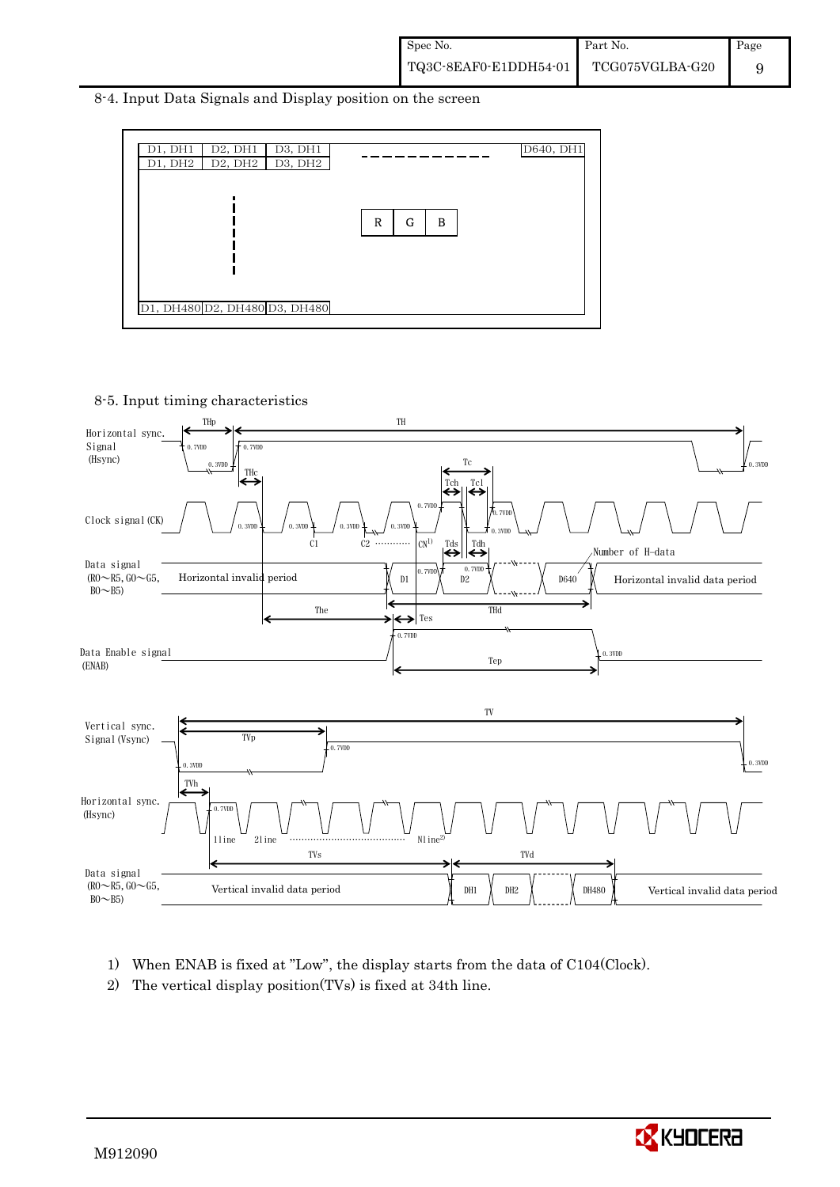## 8-4. Input Data Signals and Display position on the screen

D1, DH1
D2, DH1
D3, DH1
D640, DH1
D1, DH2
D2, DH2
D3, DH2
R
G
B
D1, DH480
D2, DH480
D3, DH480

## 8-5. Input timing characteristics

THp
TH
Horizontal sync. Signal (Hsync)
0.7VDD
0.3VDD
THc
Tc
Tch
Tcl
Clock signal (CK)
C1
C2
CN1)
Tds
Tdh
Number of H-data
Data signal (R0～R5, G0～G5, B0～B5)
Horizontal invalid period
D1
D2
D640
Horizontal invalid data period
The
THd
Tes
Data Enable signal (ENAB)
Tep

TV
Vertical sync. Signal (Vsync)
TVp
0.7VDD
0.3VDD
TVh
Horizontal sync. (Hsync)
1line
2line
Nline2)
TVs
TVd
Data signal (R0～R5, G0～G5, B0～B5)
Vertical invalid data period
DH1
DH2
DH480
Vertical invalid data period

1) When ENAB is fixed at "Low", the display starts from the data of C104(Clock).
2) The vertical display position(TVs) is fixed at 34th line.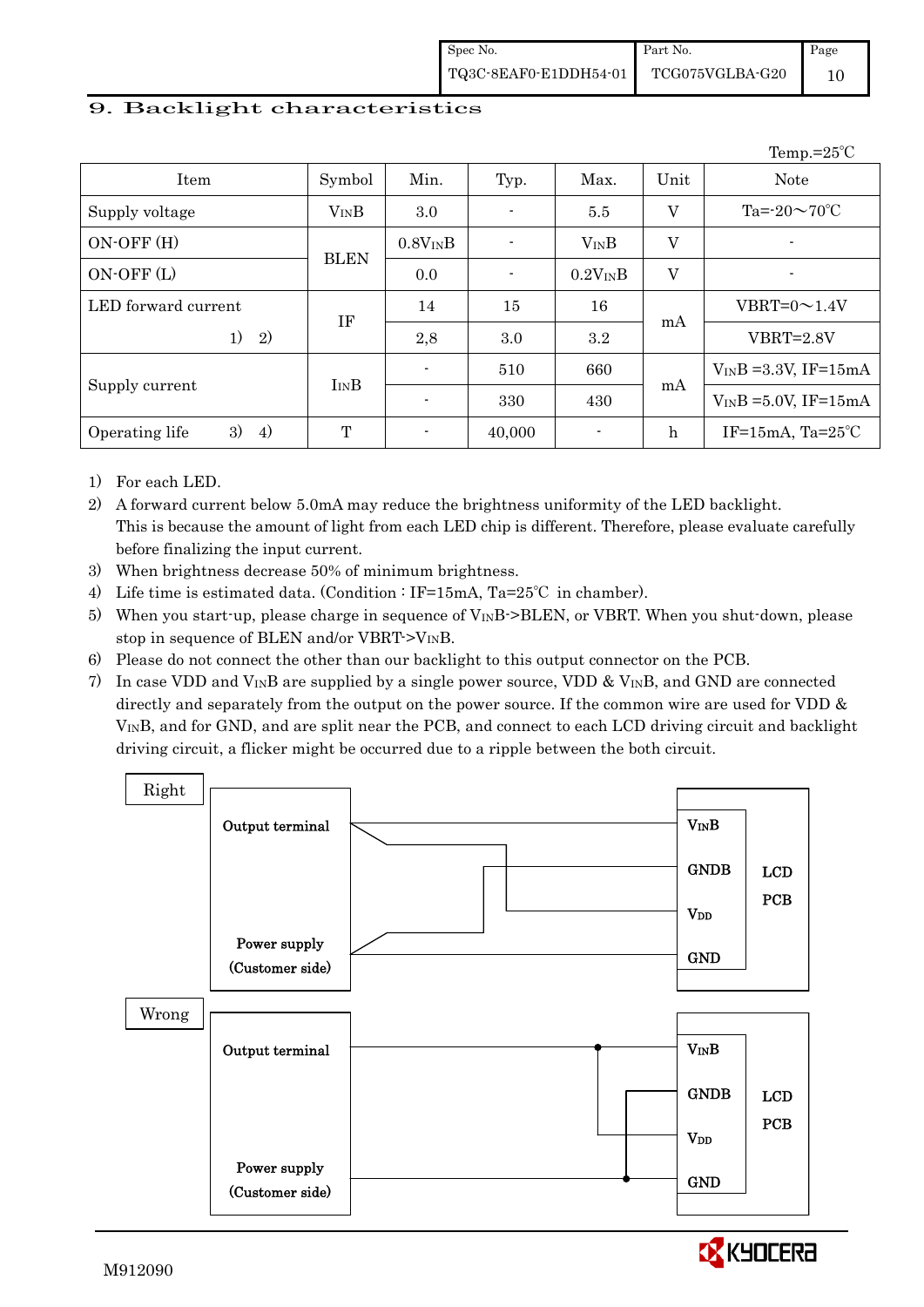## 9. Backlight characteristics

Temp.=25℃

| Item | Symbol | Min. | Typ. | Max. | Unit | Note |
|---|---|---|---|---|---|---|
| Supply voltage | $V_{IN}B$ | 3.0 | - | 5.5 | V | Ta=-20～70℃ |
| ON-OFF (H) | BLEN | $0.8V_{IN}B$ | - | $V_{IN}B$ | V | - |
| ON-OFF (L) | | 0.0 | - | $0.2V_{IN}B$ | V | - |
| LED forward current 1) 2) | IF | 14 | 15 | 16 | mA | VBRT=0～1.4V |
| | | 2,8 | 3.0 | 3.2 | | VBRT=2.8V |
| Supply current | $I_{IN}B$ | - | 510 | 660 | mA | $V_{IN}B$ =3.3V, IF=15mA |
| | | - | 330 | 430 | | $V_{IN}B$ =5.0V, IF=15mA |
| Operating life 3) 4) | T | - | 40,000 | - | h | IF=15mA, Ta=25℃ |

1) For each LED.
2) A forward current below 5.0mA may reduce the brightness uniformity of the LED backlight. This is because the amount of light from each LED chip is different. Therefore, please evaluate carefully before finalizing the input current.
3) When brightness decrease 50% of minimum brightness.
4) Life time is estimated data. (Condition : IF=15mA, Ta=25℃ in chamber).
5) When you start-up, please charge in sequence of $V_{IN}B$->BLEN, or VBRT. When you shut-down, please stop in sequence of BLEN and/or VBRT->$V_{IN}B$.
6) Please do not connect the other than our backlight to this output connector on the PCB.
7) In case VDD and $V_{IN}B$ are supplied by a single power source, VDD & $V_{IN}B$, and GND are connected directly and separately from the output on the power source. If the common wire are used for VDD & $V_{IN}B$, and for GND, and are split near the PCB, and connect to each LCD driving circuit and backlight driving circuit, a flicker might be occurred due to a ripple between the both circuit.

Right

Output terminal

Power supply
(Customer side)

$V_{IN}B$
GNDB
$V_{DD}$
GND

LCD
PCB

Wrong

Output terminal

Power supply
(Customer side)

$V_{IN}B$
GNDB
$V_{DD}$
GND

LCD
PCB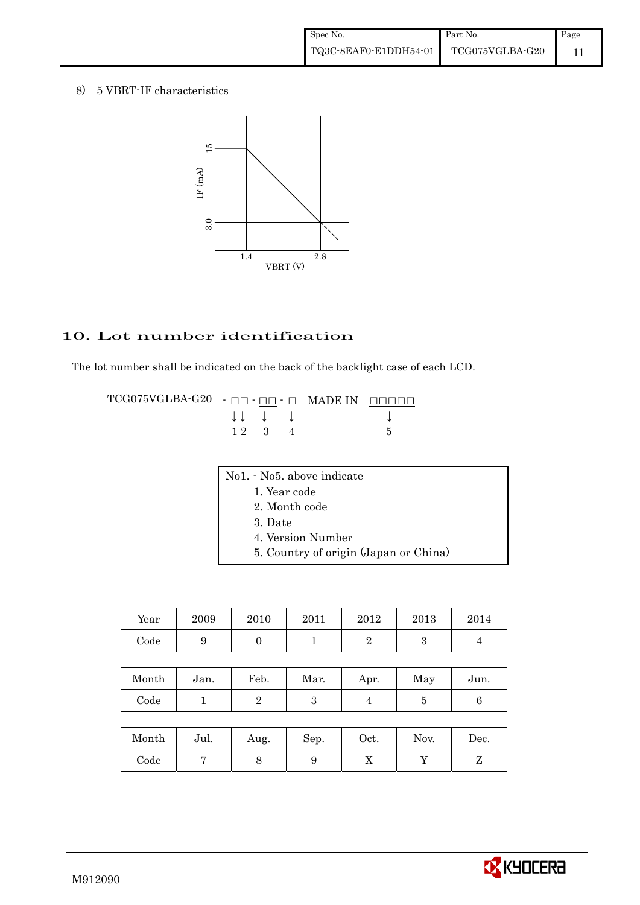8) 5 VBRT-IF characteristics

IF (mA)
15
3.0
1.4
2.8
VBRT (V)

## 10. Lot number identification

The lot number shall be indicated on the back of the backlight case of each LCD.

```
TCG075VGLBA-G20  - □□ - □□ - □   MADE IN  □□□□□
                   ↓↓    ↓    ↓              ↓
                   1 2   3    4              5
```

No1. - No5. above indicate
1. Year code
2. Month code
3. Date
4. Version Number
5. Country of origin (Japan or China)

| Year | 2009 | 2010 | 2011 | 2012 | 2013 | 2014 |
|---|---|---|---|---|---|---|
| Code | 9 | 0 | 1 | 2 | 3 | 4 |

| Month | Jan. | Feb. | Mar. | Apr. | May | Jun. |
|---|---|---|---|---|---|---|
| Code | 1 | 2 | 3 | 4 | 5 | 6 |

| Month | Jul. | Aug. | Sep. | Oct. | Nov. | Dec. |
|---|---|---|---|---|---|---|
| Code | 7 | 8 | 9 | X | Y | Z |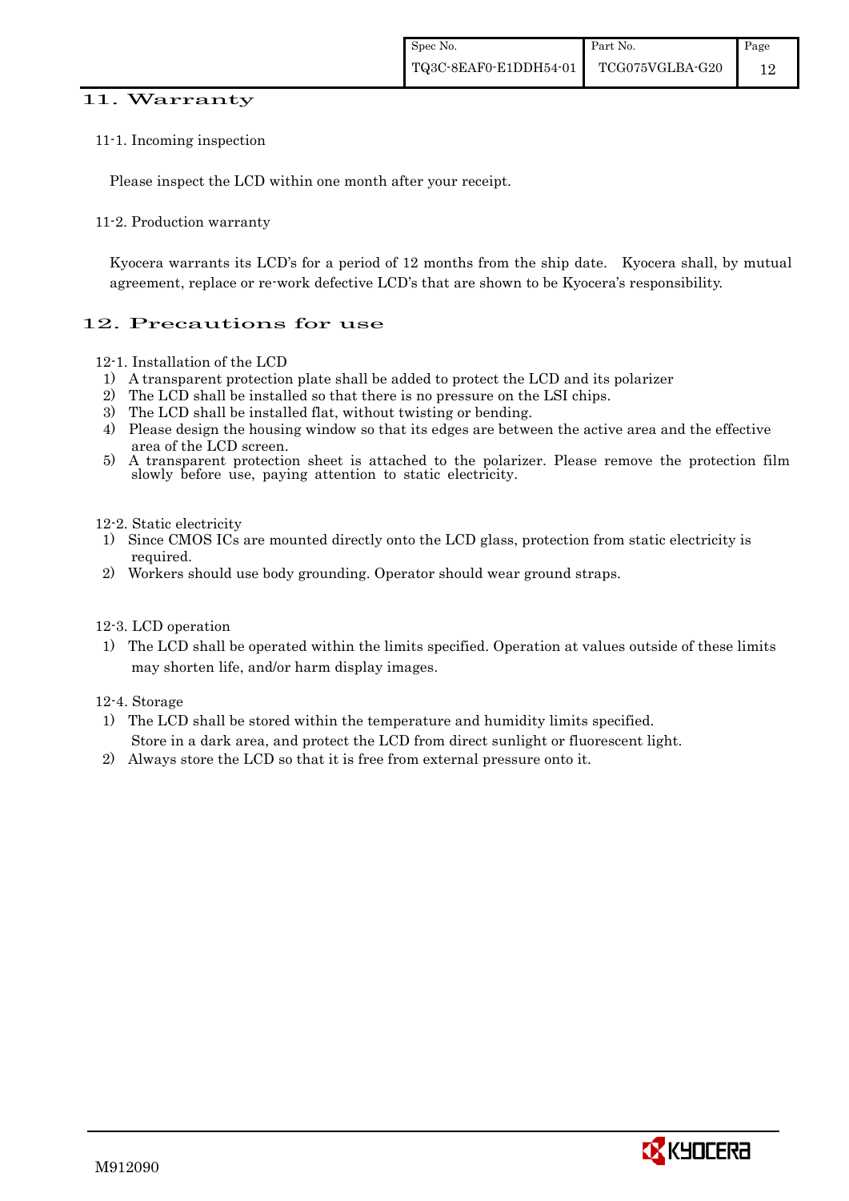## 11. Warranty

11-1. Incoming inspection

Please inspect the LCD within one month after your receipt.

11-2. Production warranty

Kyocera warrants its LCD's for a period of 12 months from the ship date. Kyocera shall, by mutual agreement, replace or re-work defective LCD's that are shown to be Kyocera's responsibility.

## 12. Precautions for use

12-1. Installation of the LCD

1) A transparent protection plate shall be added to protect the LCD and its polarizer
2) The LCD shall be installed so that there is no pressure on the LSI chips.
3) The LCD shall be installed flat, without twisting or bending.
4) Please design the housing window so that its edges are between the active area and the effective area of the LCD screen.
5) A transparent protection sheet is attached to the polarizer. Please remove the protection film slowly before use, paying attention to static electricity.

12-2. Static electricity

1) Since CMOS ICs are mounted directly onto the LCD glass, protection from static electricity is required.
2) Workers should use body grounding. Operator should wear ground straps.

12-3. LCD operation

1) The LCD shall be operated within the limits specified. Operation at values outside of these limits may shorten life, and/or harm display images.

12-4. Storage

1) The LCD shall be stored within the temperature and humidity limits specified. Store in a dark area, and protect the LCD from direct sunlight or fluorescent light.
2) Always store the LCD so that it is free from external pressure onto it.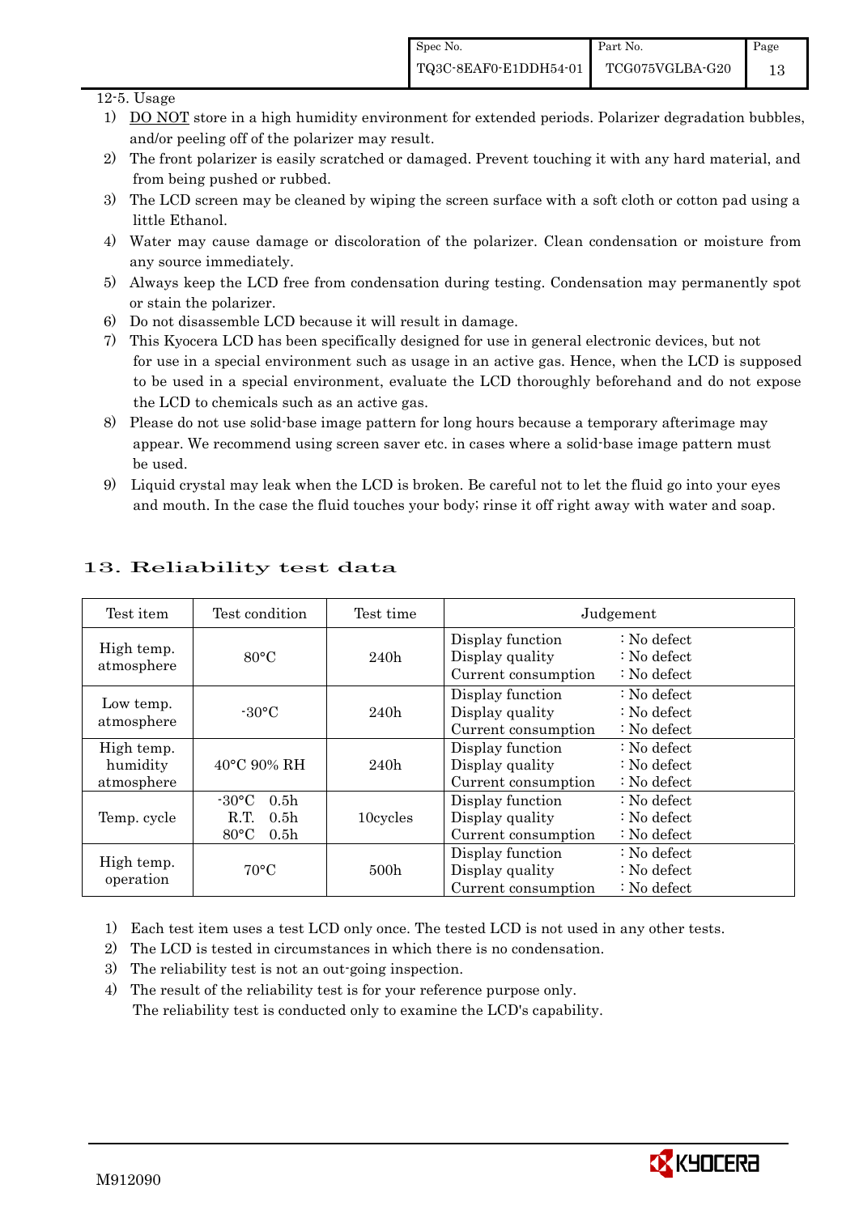12-5. Usage

1) DO NOT store in a high humidity environment for extended periods. Polarizer degradation bubbles, and/or peeling off of the polarizer may result.
2) The front polarizer is easily scratched or damaged. Prevent touching it with any hard material, and from being pushed or rubbed.
3) The LCD screen may be cleaned by wiping the screen surface with a soft cloth or cotton pad using a little Ethanol.
4) Water may cause damage or discoloration of the polarizer. Clean condensation or moisture from any source immediately.
5) Always keep the LCD free from condensation during testing. Condensation may permanently spot or stain the polarizer.
6) Do not disassemble LCD because it will result in damage.
7) This Kyocera LCD has been specifically designed for use in general electronic devices, but not for use in a special environment such as usage in an active gas. Hence, when the LCD is supposed to be used in a special environment, evaluate the LCD thoroughly beforehand and do not expose the LCD to chemicals such as an active gas.
8) Please do not use solid-base image pattern for long hours because a temporary afterimage may appear. We recommend using screen saver etc. in cases where a solid-base image pattern must be used.
9) Liquid crystal may leak when the LCD is broken. Be careful not to let the fluid go into your eyes and mouth. In the case the fluid touches your body; rinse it off right away with water and soap.

# 13. Reliability test data

| Test item | Test condition | Test time | Judgement |
|---|---|---|---|
| High temp. atmosphere | 80°C | 240h | Display function : No defect<br>Display quality : No defect<br>Current consumption : No defect |
| Low temp. atmosphere | -30°C | 240h | Display function : No defect<br>Display quality : No defect<br>Current consumption : No defect |
| High temp. humidity atmosphere | 40°C 90% RH | 240h | Display function : No defect<br>Display quality : No defect<br>Current consumption : No defect |
| Temp. cycle | -30°C 0.5h<br>R.T. 0.5h<br>80°C 0.5h | 10cycles | Display function : No defect<br>Display quality : No defect<br>Current consumption : No defect |
| High temp. operation | 70°C | 500h | Display function : No defect<br>Display quality : No defect<br>Current consumption : No defect |

1) Each test item uses a test LCD only once. The tested LCD is not used in any other tests.
2) The LCD is tested in circumstances in which there is no condensation.
3) The reliability test is not an out-going inspection.
4) The result of the reliability test is for your reference purpose only.
   The reliability test is conducted only to examine the LCD's capability.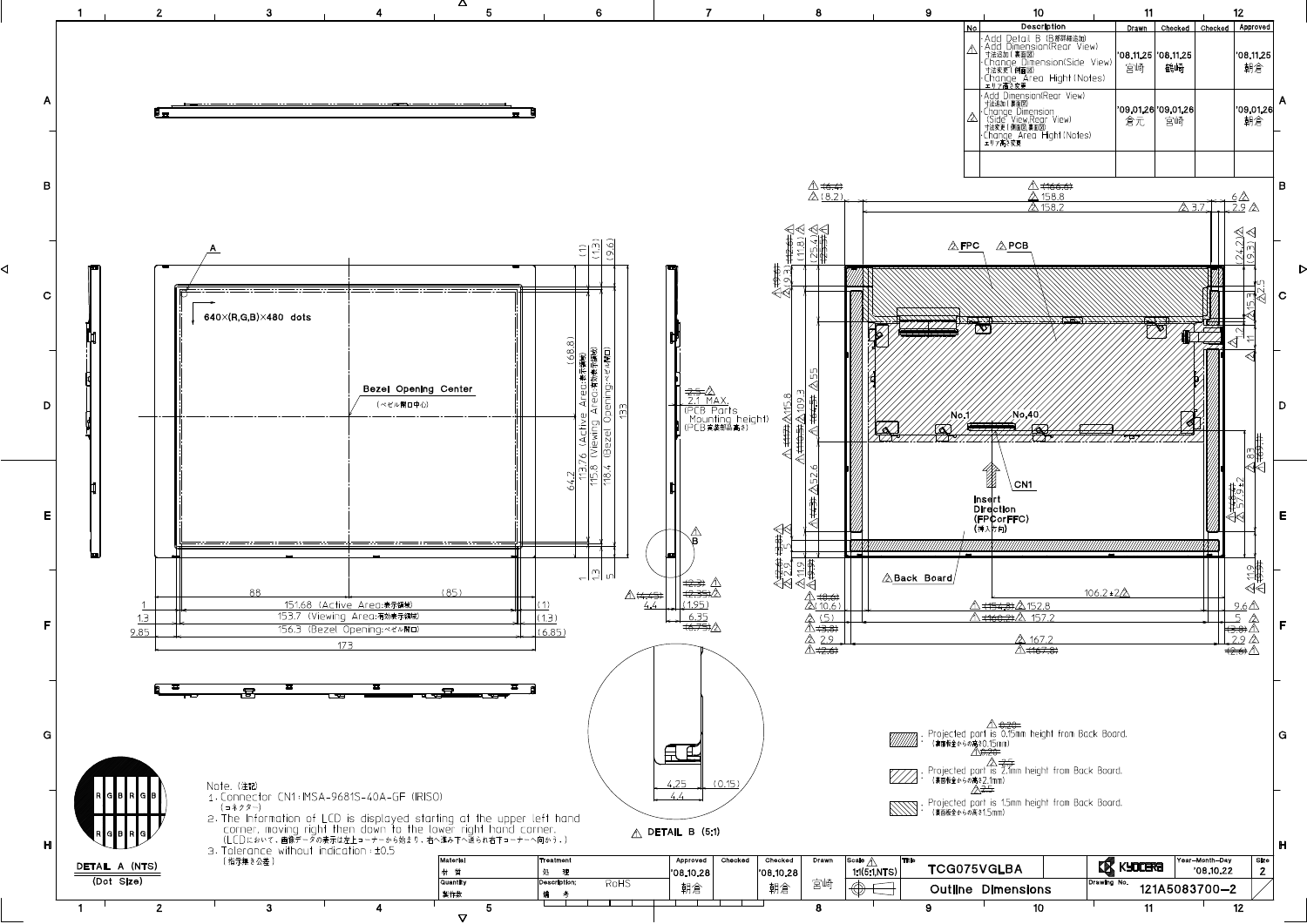| No | Description | Drawn | Checked | Checked | Approved |
|---|---|---|---|---|---|
| 1 | -Add Detail B (B部詳細追加) -Add Dimension(Rear View) 寸法追加(裏面図) -Change Dimension(Side View) 寸法変更(側面図) -Change Area Hight(Notes) エリア高さ変更 | '08.11.25 宮崎 | '08.11.25 鶴崎 | | '08.11.25 朝倉 |
| 2 | -Add Dimension(Rear View) 寸法追加(裏面図) -Change Dimension (Side View,Rear View) 寸法変更(側面図,裏面図) -Change Area Hight(Notes) エリア高さ変更 | '09.01.26 倉元 | '09.01.26 宮崎 | | '09.01.26 朝倉 |

640×(R,G,B)×480 dots

Bezel Opening Center (ベゼル開口中心)

151.68 (Active Area:表示領域)

153.7 (Viewing Area:有効表示領域)

156.3 (Bezel Opening:ベゼル開口)

113.76 (Active Area:表示領域)

115.8 (Viewing Area:有効表示領域)

118.4 (Bezel Opening:ベゼル開口)

2.1 MAX. (PCB Parts Mounting height) (PCB実装部品高さ)

FPC

PCB

No.1 No.40

CN1

Insert Direction (FPCorFFC) (挿入方向)

Back Board

DETAIL B (5:1)

DETAIL A (NTS) (Dot Size)

Note. (注記)

1. Connector CN1:IMSA-9681S-40A-GF (IRISO) (コネクター)
2. The information of LCD is displayed starting at the upper left hand corner, moving right then down to the lower right hand corner. (LCDにおいて,画像データの表示は左上コーナーから始まり,右へ進み下へ送られ右下コーナーへ向かう。)
3. Tolerance without indication : ±0.5 (指示無き公差)

Projected part is 0.15mm height from Back Board. (裏面板金からの高さ0.15mm)

Projected part is 2.1mm height from Back Board. (裏面板金からの高さ2.1mm)

Projected part is 1.5mm height from Back Board. (裏面板金からの高さ1.5mm)

| Material 材質 | Treatment 処理 | Approved '08.10.28 朝倉 | Checked | Checked '08.10.28 朝倉 | Drawn 宮崎 | Scale 1:1(5:1,NTS) | Title TCG075VGLBA Outline Dimensions | KYOCERA | Year-Month-Day '08.10.22 | Size 2 |
|---|---|---|---|---|---|---|---|---|---|---|
| Quantity 製作数 | Description; 備考 RoHS | | | | | | | Drawing No. 121A5083700-2 | | |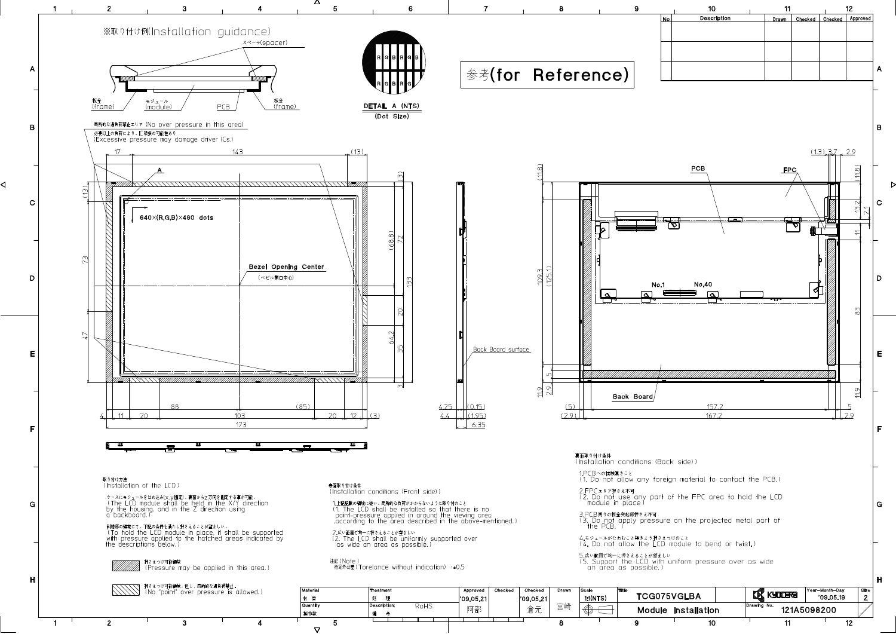※取り付け例(Installation guidance)

スペーサ(spacer)

板金 (frame) / モジュール (module) / PCB / 板金 (frame)

DETAIL A (NTS)
(Dot Size)

参考(for Reference)

| No | Description | Drawn | Checked | Checked | Approved |
|---|---|---|---|---|---|
| | | | | | |
| | | | | | |
| | | | | | |

局所的な過負荷禁止エリア (No over pressure in this area)
必要以上の負荷により、IC破損の可能性あり
(Excessive pressure may damage driver ICs.)

640×(R,G,B)×480 dots

Bezel Opening Center
(ベゼル開口中心)

Back Board surface

PCB

FPC

No.1 No.40

Back Board

17, 143, (13), (13), 73, 47, (3), (68.8), 72, 133, 20, 64.2, 35, 3, 88, (85), 4, 11, 20, 103, 20, 12, (3), 173, 4.25, (0.15), 4.4, (1.95), 6.35, (11.8), 109.3, (125.1), 11.9, 2.9, 5, (5), (2.9), 157.2, 167.2, 5, 2.9, (1.3), 3.7, 2.9, (11.8), 13.2, 2.4, 11, 83, 11.9

取り付け方法
(Installation of the LCD)

ケースにモジュールをはめ込み(x,y固定)、裏面からZ方向を固定する事が可能。
(The LCD module shall be held in the X/Y direction by the housing, and in the Z direction using a backboard.)

斜線部の領域にて、下記の条件を満たし押さえることが望ましい。
(To hold the LCD module in place, it shall be supported with pressure applied to the hatched areas indicated by the descriptions below.)

押さえつけ可能領域
(Pressure may be applied in this area.)

押さえつけ可能領域、但し、局所的な過負荷禁止。
(No "point" over pressure is allowed.)

表面取り付け条件
(Installation conditions (Front side))

1.上記記載の領域に従い、局所的な負荷がかからないように取り付けのこと
(1. The LCD shall be installed so that there is no point-pressure applied in around the viewing area ,according to the area described in the above-mentioned.)

2.広い範囲で均一に押さえることが望ましい
(2. The LCD shall be uniformly supported over as wide an area as possible.)

注記(Note)
指定外公差(Torelance without indication) : ±0.5

裏面取り付け条件
(Installation conditions (Back side))

1.PCBへの接触禁止のこと
(1. Do not allow any foreign material to contact the PCB.)

2.FPC押さえ不可
(2. Do not use any part of the FPC area to hold the LCD module in place)

3.PCB周りの板金突起部押さえ不可
(3. Do not apply pressure on the projected metal part of the PCB. )

4.モジュールがたわむこと無きよう押さえつけのこと
(4. Do not allow the LCD module to bend or twist.)

5.広い範囲で均一に押さえることが望ましい
(5. Support the LCD with uniform pressure over as wide an area as possible.)

| Material 材質 | Treatment 処理 | Approved | Checked | Checked | Drawn | Scale | Title | | Year-Month-Day | Size |
|---|---|---|---|---|---|---|---|---|---|---|
| Quantity 製作数 | Description 備考 RoHS | '09.05.21 阿部 | | '09.05.21 倉元 | 宮崎 | 1:1(NTS) | TCG075VGLBA Module Installation | KYOCERA Drawing No. 121A5098200 | '09.05.19 | 2 |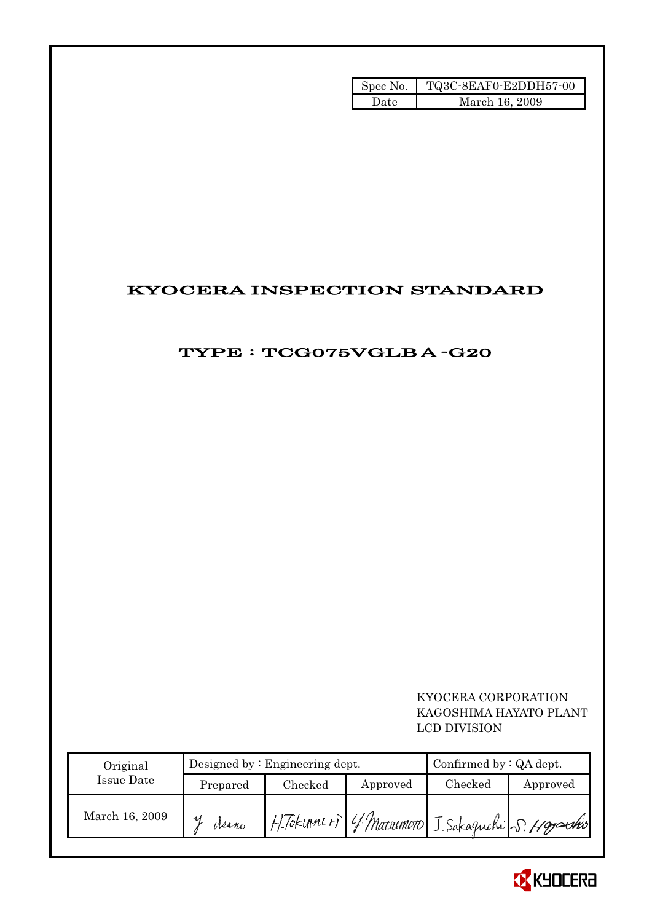| Spec No. | TQ3C-8EAF0-E2DDH57-00 |
|---|---|
| Date | March 16, 2009 |

# KYOCERA INSPECTION STANDARD

## TYPE : TCG075VGLBA-G20

KYOCERA CORPORATION
KAGOSHIMA HAYATO PLANT
LCD DIVISION

| Original Issue Date | Designed by : Engineering dept. | | | Confirmed by : QA dept. | |
|---|---|---|---|---|---|
| | Prepared | Checked | Approved | Checked | Approved |
| March 16, 2009 | Y. Asano | H.Tokunari | Y. Matsumoto | J. Sakaguchi | S. Hayashi |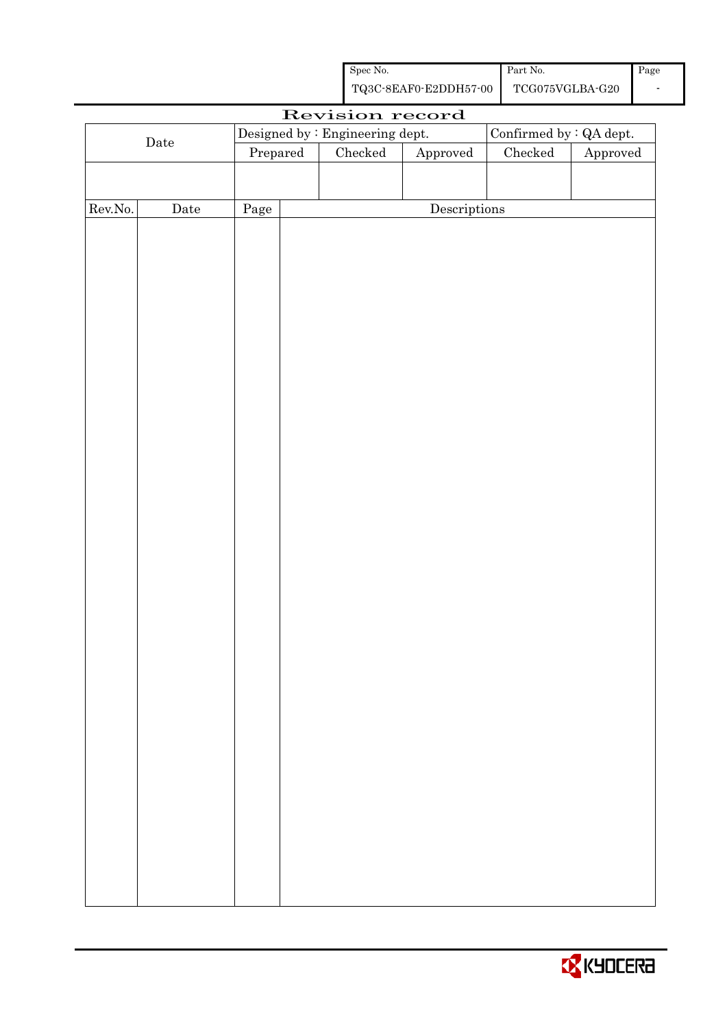| Spec No. | Part No. | Page |
|---|---|---|
| TQ3C-8EAF0-E2DDH57-00 | TCG075VGLBA-G20 | - |

# Revision record

| Date | Designed by : Engineering dept. | | | Confirmed by : QA dept. | |
|---|---|---|---|---|---|
| | Prepared | Checked | Approved | Checked | Approved |
| | | | | | |

| Rev.No. | Date | Page | Descriptions |
|---|---|---|---|
| | | | |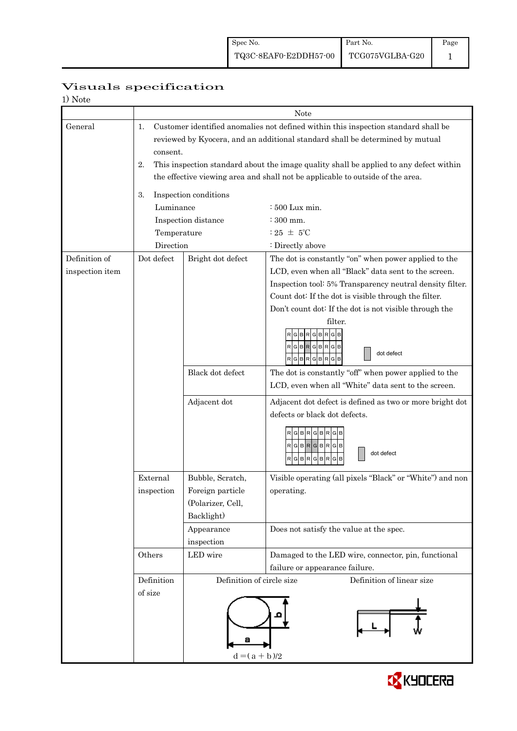# Visuals specification

1) Note

| | Note | | |
|---|---|---|---|
| General | 1. Customer identified anomalies not defined within this inspection standard shall be reviewed by Kyocera, and an additional standard shall be determined by mutual consent.<br>2. This inspection standard about the image quality shall be applied to any defect within the effective viewing area and shall not be applicable to outside of the area.<br>3. Inspection conditions<br>Luminance : 500 Lux min.<br>Inspection distance : 300 mm.<br>Temperature : 25 ± 5℃<br>Direction : Directly above | | |
| Definition of inspection item | Dot defect | Bright dot defect | The dot is constantly "on" when power applied to the LCD, even when all "Black" data sent to the screen.<br>Inspection tool: 5% Transparency neutral density filter.<br>Count dot: If the dot is visible through the filter.<br>Don't count dot: If the dot is not visible through the filter.<br>RGBRGBRGB / RGBRGBRGB / RGBRGBRGB — dot defect |
| | | Black dot defect | The dot is constantly "off" when power applied to the LCD, even when all "White" data sent to the screen. |
| | | Adjacent dot | Adjacent dot defect is defined as two or more bright dot defects or black dot defects.<br>RGBRGBRGB / RGBRGBRGB / RGBRGBRGB — dot defect |
| | External inspection | Bubble, Scratch, Foreign particle (Polarizer, Cell, Backlight) | Visible operating (all pixels "Black" or "White") and non operating. |
| | | Appearance inspection | Does not satisfy the value at the spec. |
| | Others | LED wire | Damaged to the LED wire, connector, pin, functional failure or appearance failure. |
| | Definition of size | Definition of circle size<br>a, b<br>$d = (a + b)/2$ | Definition of linear size<br>L, W |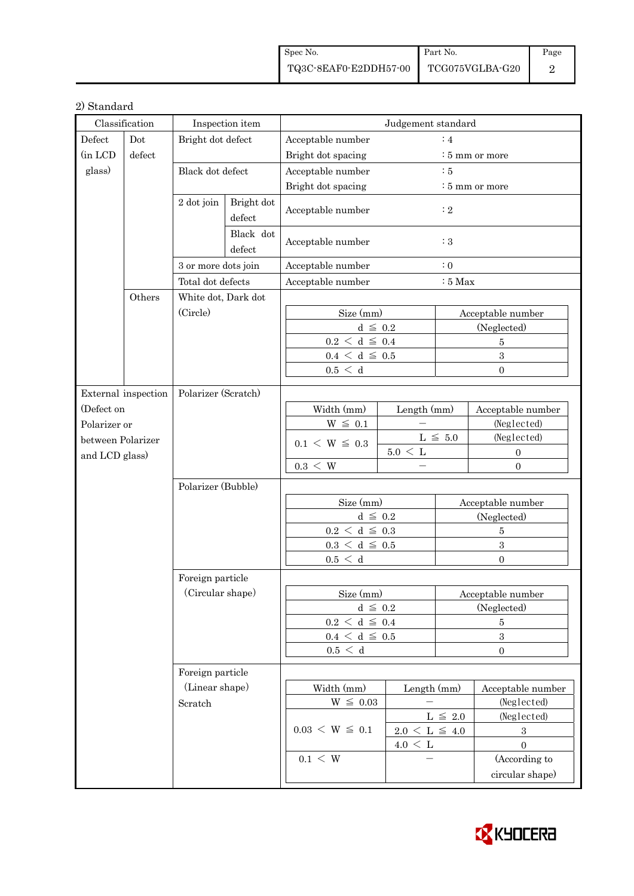2) Standard

| Classification | | Inspection item | | Judgement standard | |
|---|---|---|---|---|---|
| Defect (in LCD glass) | Dot defect | Bright dot defect | | Acceptable number<br>Bright dot spacing | : 4<br>: 5 mm or more |
| | | Black dot defect | | Acceptable number<br>Bright dot spacing | : 5<br>: 5 mm or more |
| | | 2 dot join | Bright dot defect | Acceptable number | : 2 |
| | | | Black dot defect | Acceptable number | : 3 |
| | | 3 or more dots join | | Acceptable number | : 0 |
| | | Total dot defects | | Acceptable number | : 5 Max |
| | Others | White dot, Dark dot (Circle) | | See table below | |

White dot, Dark dot (Circle)

| Size (mm) | Acceptable number |
|---|---|
| d ≦ 0.2 | (Neglected) |
| 0.2 < d ≦ 0.4 | 5 |
| 0.4 < d ≦ 0.5 | 3 |
| 0.5 < d | 0 |

External inspection (Defect on Polarizer or between Polarizer and LCD glass)

Polarizer (Scratch)

| Width (mm) | Length (mm) | Acceptable number |
|---|---|---|
| W ≦ 0.1 | − | (Neglected) |
| 0.1 < W ≦ 0.3 | L ≦ 5.0 | (Neglected) |
| | 5.0 < L | 0 |
| 0.3 < W | − | 0 |

Polarizer (Bubble)

| Size (mm) | Acceptable number |
|---|---|
| d ≦ 0.2 | (Neglected) |
| 0.2 < d ≦ 0.3 | 5 |
| 0.3 < d ≦ 0.5 | 3 |
| 0.5 < d | 0 |

Foreign particle (Circular shape)

| Size (mm) | Acceptable number |
|---|---|
| d ≦ 0.2 | (Neglected) |
| 0.2 < d ≦ 0.4 | 5 |
| 0.4 < d ≦ 0.5 | 3 |
| 0.5 < d | 0 |

Foreign particle (Linear shape) Scratch

| Width (mm) | Length (mm) | Acceptable number |
|---|---|---|
| W ≦ 0.03 | − | (Neglected) |
| 0.03 < W ≦ 0.1 | L ≦ 2.0 | (Neglected) |
| | 2.0 < L ≦ 4.0 | 3 |
| | 4.0 < L | 0 |
| 0.1 < W | − | (According to circular shape) |